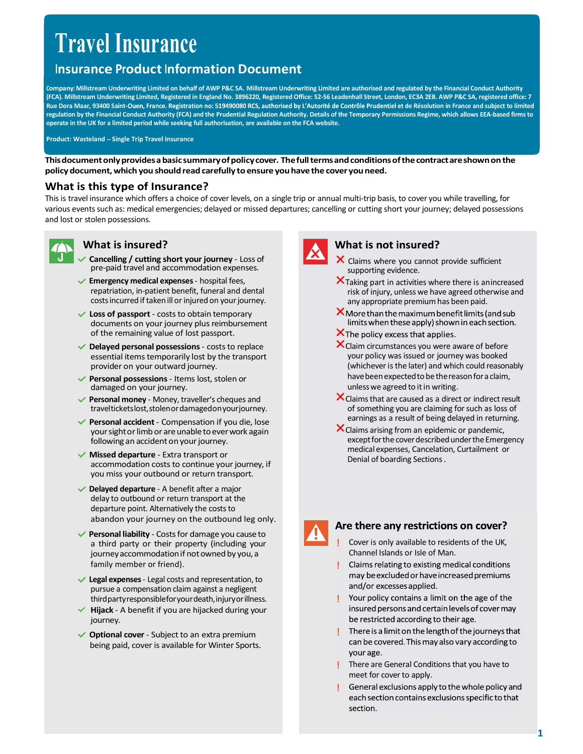# Travel Insurance

## Insurance Product Information Document

**Company: Millstream Underwriting Limited on behalf of AWP P&C SA. Millstream Underwriting Limited are authorised and regulated by the Financial Conduct Authority (FCA). Millstream Underwriting Limited, Registered in England No. 3896220, Registered Office: 52-56 Leadenhall Street, London, EC3A 2EB. AWP P&C SA, registered office: 7 Rue Dora Maar, 93400 Saint-Ouen, France. Registration no: 519490080 RCS, authorised by L'Autorité de Contrôle Prudentiel et de Résolution in France and subject to limited regulation by the Financial Conduct Authority (FCA) and the Prudential Regulation Authority. Details of the Temporary Permissions Regime, which allows EEA-based firms to operate in the UK for a limited period while seeking full authorisation, are available on the FCA website.**

**Product: Wasteland – Single Trip Travel Insurance**

**This document only provides a basic summary of policy cover. The full terms and conditions of the contract are shown on the policy document, which you should read carefully to ensure you have the cover you need.**

### What is this type of Insurance?

This is travel insurance which offers a choice of cover levels, on a single trip or annual multi-trip basis, to cover you while travelling, for various events such as: medical emergencies; delayed or missed departures; cancelling or cutting short your journey; delayed possessions and lost or stolen possessions.

### What is insured?

- ✓ **Cancelling / cutting short your journey** - Loss of pre-paid travel and accommodation expenses.
- ✓ **Emergency medical expenses** - hospital fees, repatriation, in-patient benefit, funeral and dental costs incurred if taken ill or injured on your journey.
- ✓ **Loss of passport** - costs to obtain temporary documents on your journey plus reimbursement of the remaining value of lost passport.
- ✓ **Delayed personal possessions** - costs to replace essential items temporarily lost by the transport provider on your outward journey.
- ✓ **Personal possessions** - Items lost, stolen or damaged on your journey.
- ✓ **Personal money** - Money, traveller's cheques and travel tickets lost, stolen or damaged on your journey.
- ✓ **Personal accident** - Compensation if you die, lose your sight or limb or are unable to ever work again following an accident on your journey.
- ✓ **Missed departure** - Extra transport or accommodation costs to continue your journey, if you miss your outbound or return transport.
- ✓ **Delayed departure** - A benefit after a major delay to outbound or return transport at the departure point. Alternatively the costs to abandon your journey on the outbound leg only.
- ✓ **Personal liability** - Costs for damage you cause to a third party or their property (including your journey accommodation if not owned by you, a family member or friend).
- ✓ **Legal expenses** - Legal costs and representation, to pursue a compensation claim against a negligent third party responsible for your death, injury or illness.
- ✓ **Hijack** - A benefit if you are hijacked during your journey.
- ✓ **Optional cover** - Subject to an extra premium being paid, cover is available for Winter Sports.

### What is not insured?

- ✗ Claims where you cannot provide sufficient supporting evidence.
- ✗ Taking part in activities where there is an increased risk of injury, unless we have agreed otherwise and any appropriate premium has been paid.
- ✗ More than the maximum benefit limits (and sub limits when these apply) shown in each section.
- ✗ The policy excess that applies.
- ✗ Claim circumstances you were aware of before your policy was issued or journey was booked (whichever is the later) and which could reasonably have been expected to be the reason for a claim, unless we agreed to it in writing.
- ✗ Claims that are caused as a direct or indirect result of something you are claiming for such as loss of earnings as a result of being delayed in returning.
- ✗ Claims arising from an epidemic or pandemic, except for the cover described under the Emergency medical expenses, Cancelation, Curtailment or Denial of boarding Sections .

### Are there any restrictions on cover?

- ! Cover is only available to residents of the UK, Channel Islands or Isle of Man.
- ! Claims relating to existing medical conditions may be excluded or have increased premiums and/or excesses applied.
- ! Your policy contains a limit on the age of the insured persons and certain levels of cover may be restricted according to their age.
- ! There is a limit on the length of the journeys that can be covered. This may also vary according to your age.
- ! There are General Conditions that you have to meet for cover to apply.
- ! General exclusions apply to the whole policy and each section contains exclusions specific to that section.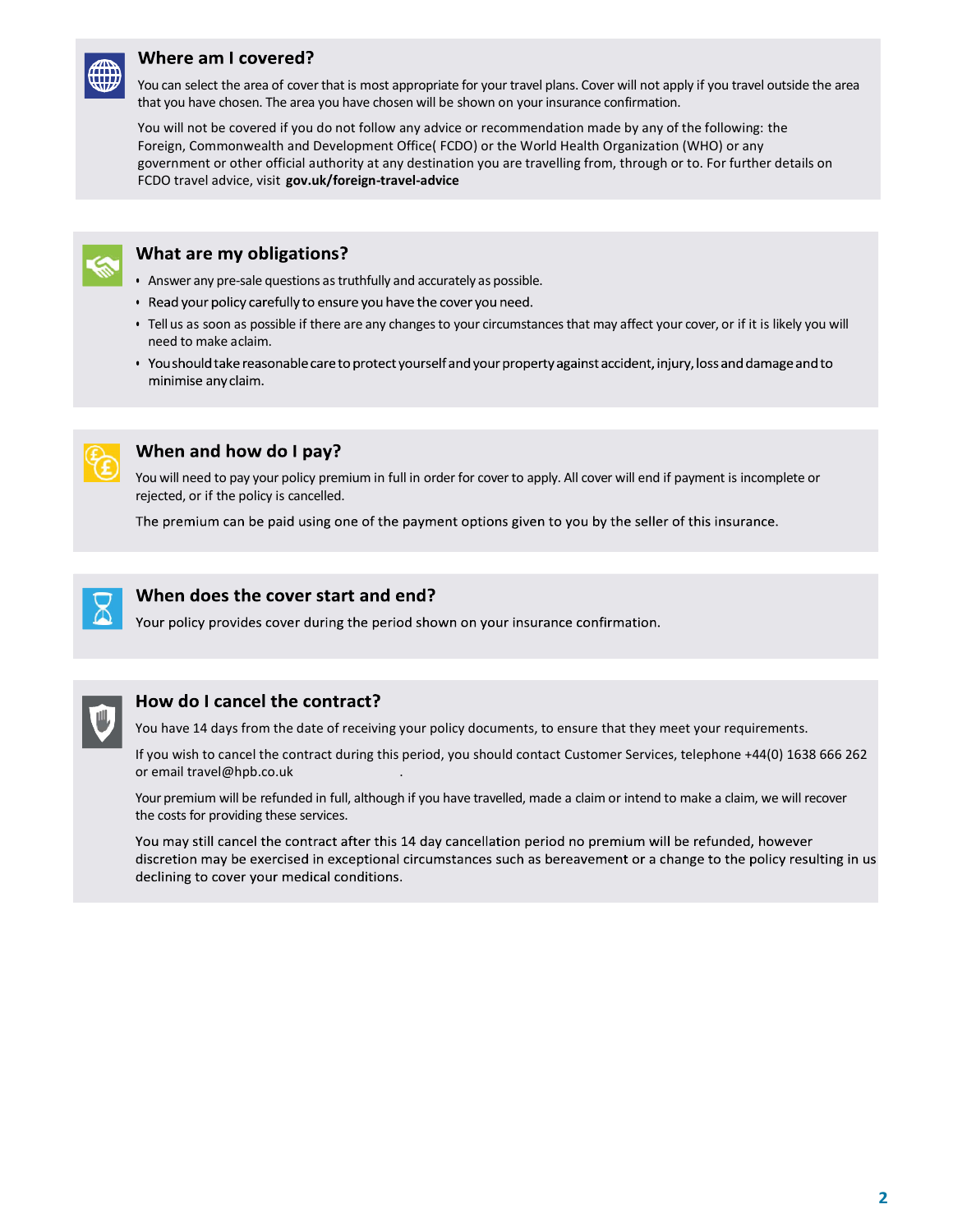## Where am I covered?

You can select the area of cover that is most appropriate for your travel plans. Cover will not apply if you travel outside the area that you have chosen. The area you have chosen will be shown on your insurance confirmation.

You will not be covered if you do not follow any advice or recommendation made by any of the following: the Foreign, Commonwealth and Development Office( FCDO) or the World Health Organization (WHO) or any government or other official authority at any destination you are travelling from, through or to. For further details on FCDO travel advice, visit **gov.uk/foreign-travel-advice**

## What are my obligations?

- Answer any pre-sale questions as truthfully and accurately as possible.
- Read your policy carefully to ensure you have the cover you need.
- Tell us as soon as possible if there are any changes to your circumstances that may affect your cover, or if it is likely you will need to make a claim.
- You should take reasonable care to protect yourself and your property against accident, injury, loss and damage and to minimise any claim.

## When and how do I pay?

You will need to pay your policy premium in full in order for cover to apply. All cover will end if payment is incomplete or rejected, or if the policy is cancelled.

The premium can be paid using one of the payment options given to you by the seller of this insurance.

## When does the cover start and end?

Your policy provides cover during the period shown on your insurance confirmation.

## How do I cancel the contract?

You have 14 days from the date of receiving your policy documents, to ensure that they meet your requirements.

If you wish to cancel the contract during this period, you should contact Customer Services, telephone +44(0) 1638 666 262 or email travel@hpb.co.uk .

Your premium will be refunded in full, although if you have travelled, made a claim or intend to make a claim, we will recover the costs for providing these services.

You may still cancel the contract after this 14 day cancellation period no premium will be refunded, however discretion may be exercised in exceptional circumstances such as bereavement or a change to the policy resulting in us declining to cover your medical conditions.